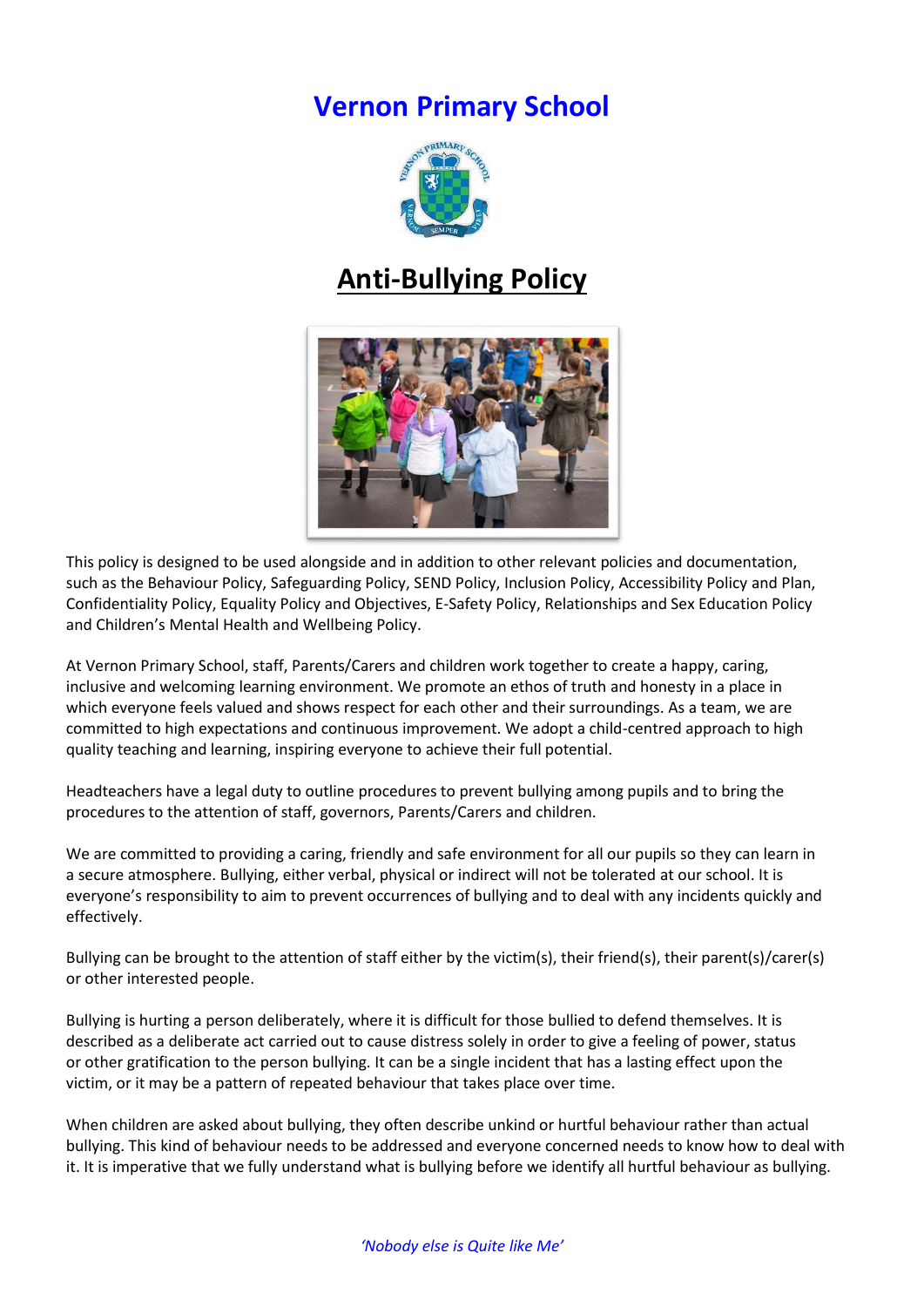# Vernon Primary School

## Anti-Bullying Policy

This policy is designed to be used alongside and in addition to other relevant policies and documentation, such as the Behaviour Policy, Safeguarding Policy, SEND Policy, Inclusion Policy, Accessibility Policy and Plan, Confidentiality Policy, Equality Policy and Objectives, E-Safety Policy, Relationships and Sex Education Policy and Children's Mental Health and Wellbeing Policy.

At Vernon Primary School, staff, Parents/Carers and children work together to create a happy, caring, inclusive and welcoming learning environment. We promote an ethos of truth and honesty in a place in which everyone feels valued and shows respect for each other and their surroundings. As a team, we are committed to high expectations and continuous improvement. We adopt a child-centred approach to high quality teaching and learning, inspiring everyone to achieve their full potential.

Headteachers have a legal duty to outline procedures to prevent bullying among pupils and to bring the procedures to the attention of staff, governors, Parents/Carers and children.

We are committed to providing a caring, friendly and safe environment for all our pupils so they can learn in a secure atmosphere. Bullying, either verbal, physical or indirect will not be tolerated at our school. It is everyone's responsibility to aim to prevent occurrences of bullying and to deal with any incidents quickly and effectively.

Bullying can be brought to the attention of staff either by the victim(s), their friend(s), their parent(s)/carer(s) or other interested people.

Bullying is hurting a person deliberately, where it is difficult for those bullied to defend themselves. It is described as a deliberate act carried out to cause distress solely in order to give a feeling of power, status or other gratification to the person bullying. It can be a single incident that has a lasting effect upon the victim, or it may be a pattern of repeated behaviour that takes place over time.

When children are asked about bullying, they often describe unkind or hurtful behaviour rather than actual bullying. This kind of behaviour needs to be addressed and everyone concerned needs to know how to deal with it. It is imperative that we fully understand what is bullying before we identify all hurtful behaviour as bullying.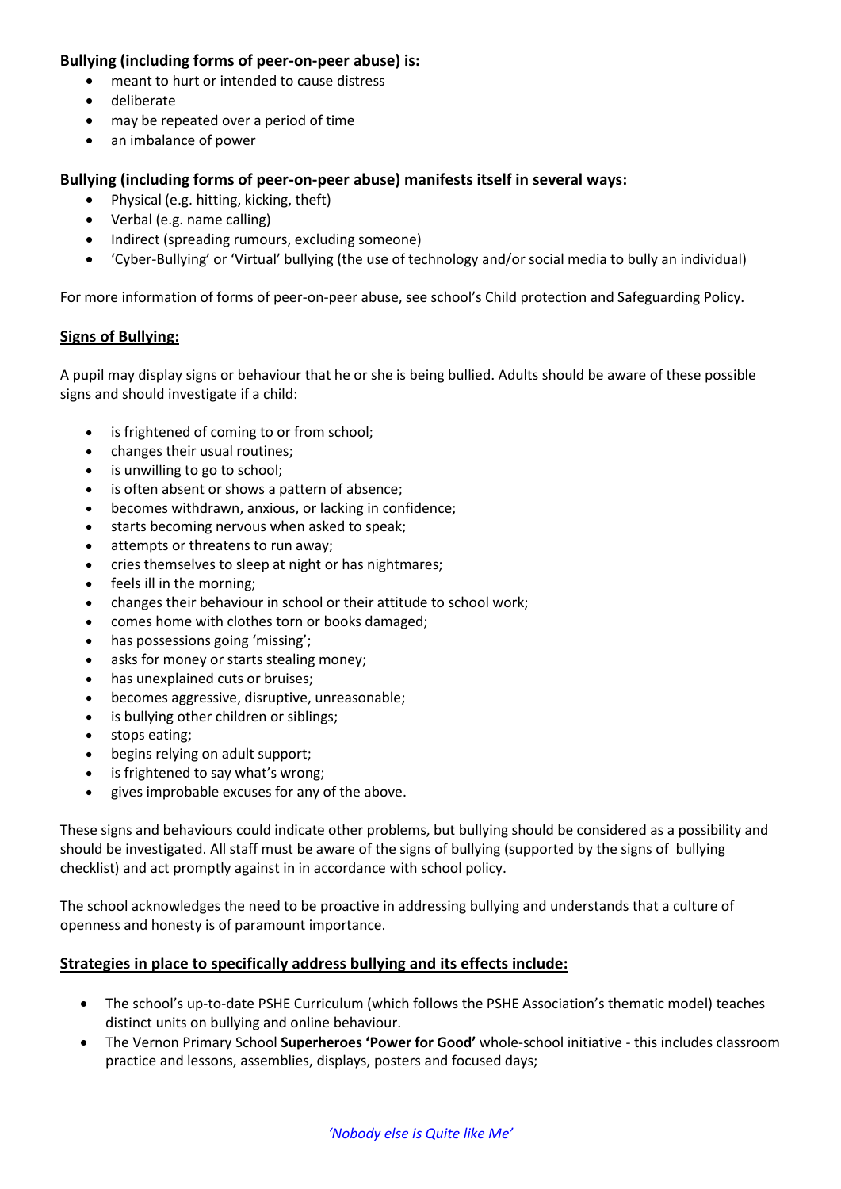**Bullying (including forms of peer-on-peer abuse) is:**

- meant to hurt or intended to cause distress
- deliberate
- may be repeated over a period of time
- an imbalance of power

**Bullying (including forms of peer-on-peer abuse) manifests itself in several ways:**

- Physical (e.g. hitting, kicking, theft)
- Verbal (e.g. name calling)
- Indirect (spreading rumours, excluding someone)
- 'Cyber-Bullying' or 'Virtual' bullying (the use of technology and/or social media to bully an individual)

For more information of forms of peer-on-peer abuse, see school's Child protection and Safeguarding Policy.

## Signs of Bullying:

A pupil may display signs or behaviour that he or she is being bullied. Adults should be aware of these possible signs and should investigate if a child:

- is frightened of coming to or from school;
- changes their usual routines;
- is unwilling to go to school;
- is often absent or shows a pattern of absence;
- becomes withdrawn, anxious, or lacking in confidence;
- starts becoming nervous when asked to speak;
- attempts or threatens to run away;
- cries themselves to sleep at night or has nightmares;
- feels ill in the morning;
- changes their behaviour in school or their attitude to school work;
- comes home with clothes torn or books damaged;
- has possessions going 'missing';
- asks for money or starts stealing money;
- has unexplained cuts or bruises;
- becomes aggressive, disruptive, unreasonable;
- is bullying other children or siblings;
- stops eating;
- begins relying on adult support;
- is frightened to say what's wrong;
- gives improbable excuses for any of the above.

These signs and behaviours could indicate other problems, but bullying should be considered as a possibility and should be investigated. All staff must be aware of the signs of bullying (supported by the signs of bullying checklist) and act promptly against in in accordance with school policy.

The school acknowledges the need to be proactive in addressing bullying and understands that a culture of openness and honesty is of paramount importance.

## Strategies in place to specifically address bullying and its effects include:

- The school's up-to-date PSHE Curriculum (which follows the PSHE Association's thematic model) teaches distinct units on bullying and online behaviour.
- The Vernon Primary School **Superheroes 'Power for Good'** whole-school initiative - this includes classroom practice and lessons, assemblies, displays, posters and focused days;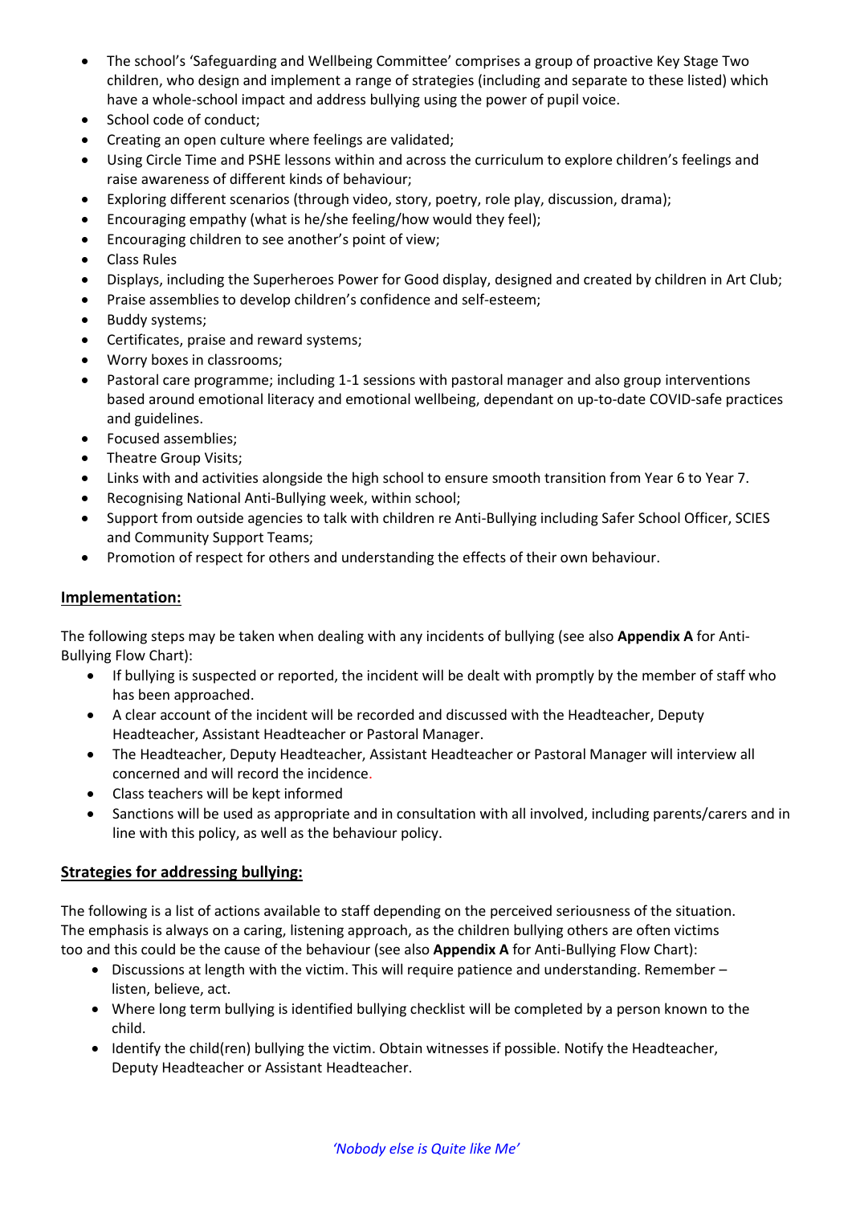- The school's 'Safeguarding and Wellbeing Committee' comprises a group of proactive Key Stage Two children, who design and implement a range of strategies (including and separate to these listed) which have a whole-school impact and address bullying using the power of pupil voice.
- School code of conduct;
- Creating an open culture where feelings are validated;
- Using Circle Time and PSHE lessons within and across the curriculum to explore children's feelings and raise awareness of different kinds of behaviour;
- Exploring different scenarios (through video, story, poetry, role play, discussion, drama);
- Encouraging empathy (what is he/she feeling/how would they feel);
- Encouraging children to see another's point of view;
- Class Rules
- Displays, including the Superheroes Power for Good display, designed and created by children in Art Club;
- Praise assemblies to develop children's confidence and self-esteem;
- Buddy systems;
- Certificates, praise and reward systems;
- Worry boxes in classrooms;
- Pastoral care programme; including 1-1 sessions with pastoral manager and also group interventions based around emotional literacy and emotional wellbeing, dependant on up-to-date COVID-safe practices and guidelines.
- Focused assemblies;
- Theatre Group Visits;
- Links with and activities alongside the high school to ensure smooth transition from Year 6 to Year 7.
- Recognising National Anti-Bullying week, within school;
- Support from outside agencies to talk with children re Anti-Bullying including Safer School Officer, SCIES and Community Support Teams;
- Promotion of respect for others and understanding the effects of their own behaviour.

## Implementation:

The following steps may be taken when dealing with any incidents of bullying (see also **Appendix A** for Anti-Bullying Flow Chart):

- If bullying is suspected or reported, the incident will be dealt with promptly by the member of staff who has been approached.
- A clear account of the incident will be recorded and discussed with the Headteacher, Deputy Headteacher, Assistant Headteacher or Pastoral Manager.
- The Headteacher, Deputy Headteacher, Assistant Headteacher or Pastoral Manager will interview all concerned and will record the incidence.
- Class teachers will be kept informed
- Sanctions will be used as appropriate and in consultation with all involved, including parents/carers and in line with this policy, as well as the behaviour policy.

## Strategies for addressing bullying:

The following is a list of actions available to staff depending on the perceived seriousness of the situation. The emphasis is always on a caring, listening approach, as the children bullying others are often victims too and this could be the cause of the behaviour (see also **Appendix A** for Anti-Bullying Flow Chart):

- Discussions at length with the victim. This will require patience and understanding. Remember – listen, believe, act.
- Where long term bullying is identified bullying checklist will be completed by a person known to the child.
- Identify the child(ren) bullying the victim. Obtain witnesses if possible. Notify the Headteacher, Deputy Headteacher or Assistant Headteacher.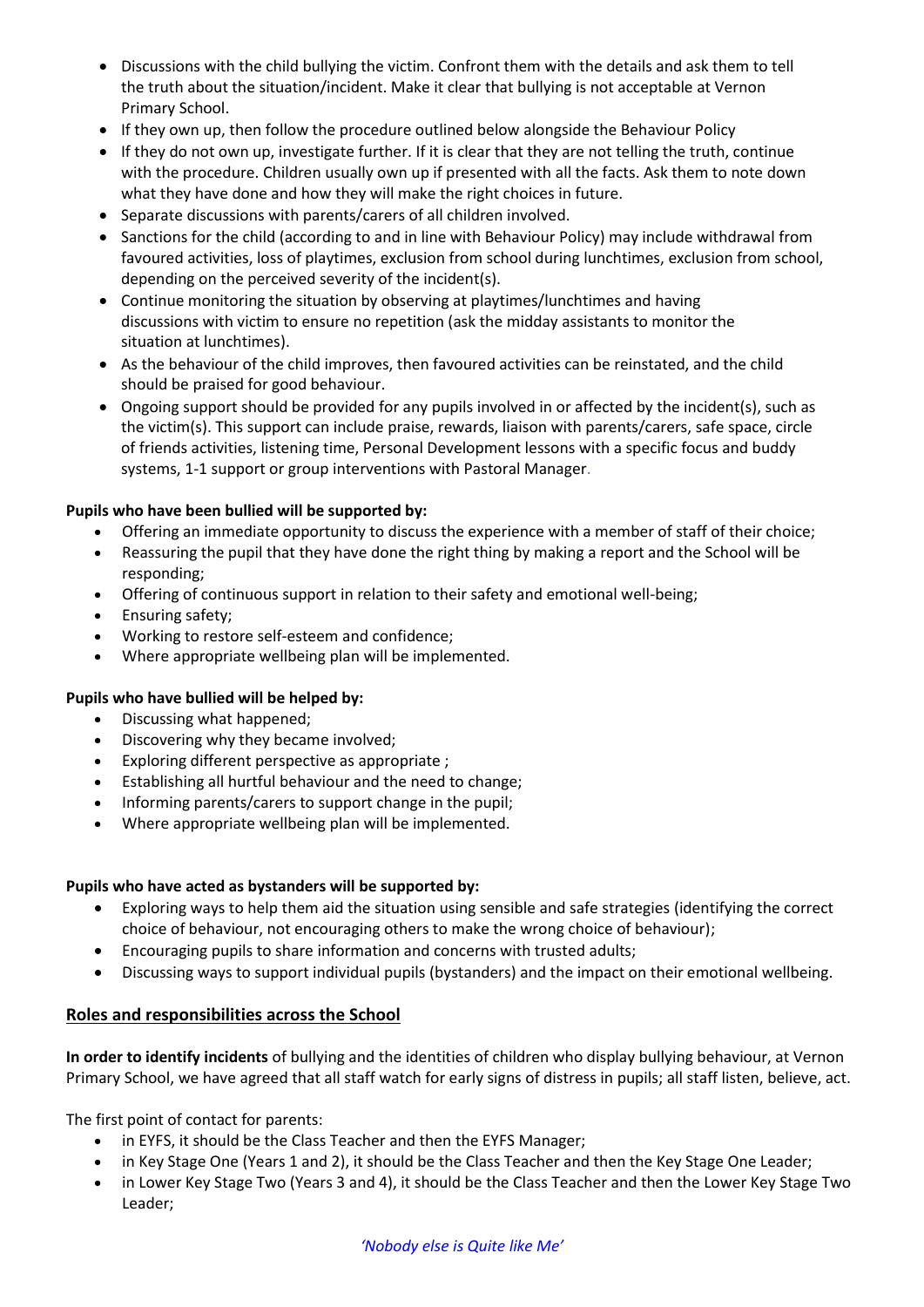- Discussions with the child bullying the victim. Confront them with the details and ask them to tell the truth about the situation/incident. Make it clear that bullying is not acceptable at Vernon Primary School.
- If they own up, then follow the procedure outlined below alongside the Behaviour Policy
- If they do not own up, investigate further. If it is clear that they are not telling the truth, continue with the procedure. Children usually own up if presented with all the facts. Ask them to note down what they have done and how they will make the right choices in future.
- Separate discussions with parents/carers of all children involved.
- Sanctions for the child (according to and in line with Behaviour Policy) may include withdrawal from favoured activities, loss of playtimes, exclusion from school during lunchtimes, exclusion from school, depending on the perceived severity of the incident(s).
- Continue monitoring the situation by observing at playtimes/lunchtimes and having discussions with victim to ensure no repetition (ask the midday assistants to monitor the situation at lunchtimes).
- As the behaviour of the child improves, then favoured activities can be reinstated, and the child should be praised for good behaviour.
- Ongoing support should be provided for any pupils involved in or affected by the incident(s), such as the victim(s). This support can include praise, rewards, liaison with parents/carers, safe space, circle of friends activities, listening time, Personal Development lessons with a specific focus and buddy systems, 1-1 support or group interventions with Pastoral Manager.

**Pupils who have been bullied will be supported by:**

- Offering an immediate opportunity to discuss the experience with a member of staff of their choice;
- Reassuring the pupil that they have done the right thing by making a report and the School will be responding;
- Offering of continuous support in relation to their safety and emotional well-being;
- Ensuring safety;
- Working to restore self-esteem and confidence;
- Where appropriate wellbeing plan will be implemented.

**Pupils who have bullied will be helped by:**

- Discussing what happened;
- Discovering why they became involved;
- Exploring different perspective as appropriate ;
- Establishing all hurtful behaviour and the need to change;
- Informing parents/carers to support change in the pupil;
- Where appropriate wellbeing plan will be implemented.

**Pupils who have acted as bystanders will be supported by:**

- Exploring ways to help them aid the situation using sensible and safe strategies (identifying the correct choice of behaviour, not encouraging others to make the wrong choice of behaviour);
- Encouraging pupils to share information and concerns with trusted adults;
- Discussing ways to support individual pupils (bystanders) and the impact on their emotional wellbeing.

## Roles and responsibilities across the School

**In order to identify incidents** of bullying and the identities of children who display bullying behaviour, at Vernon Primary School, we have agreed that all staff watch for early signs of distress in pupils; all staff listen, believe, act.

The first point of contact for parents:

- in EYFS, it should be the Class Teacher and then the EYFS Manager;
- in Key Stage One (Years 1 and 2), it should be the Class Teacher and then the Key Stage One Leader;
- in Lower Key Stage Two (Years 3 and 4), it should be the Class Teacher and then the Lower Key Stage Two Leader;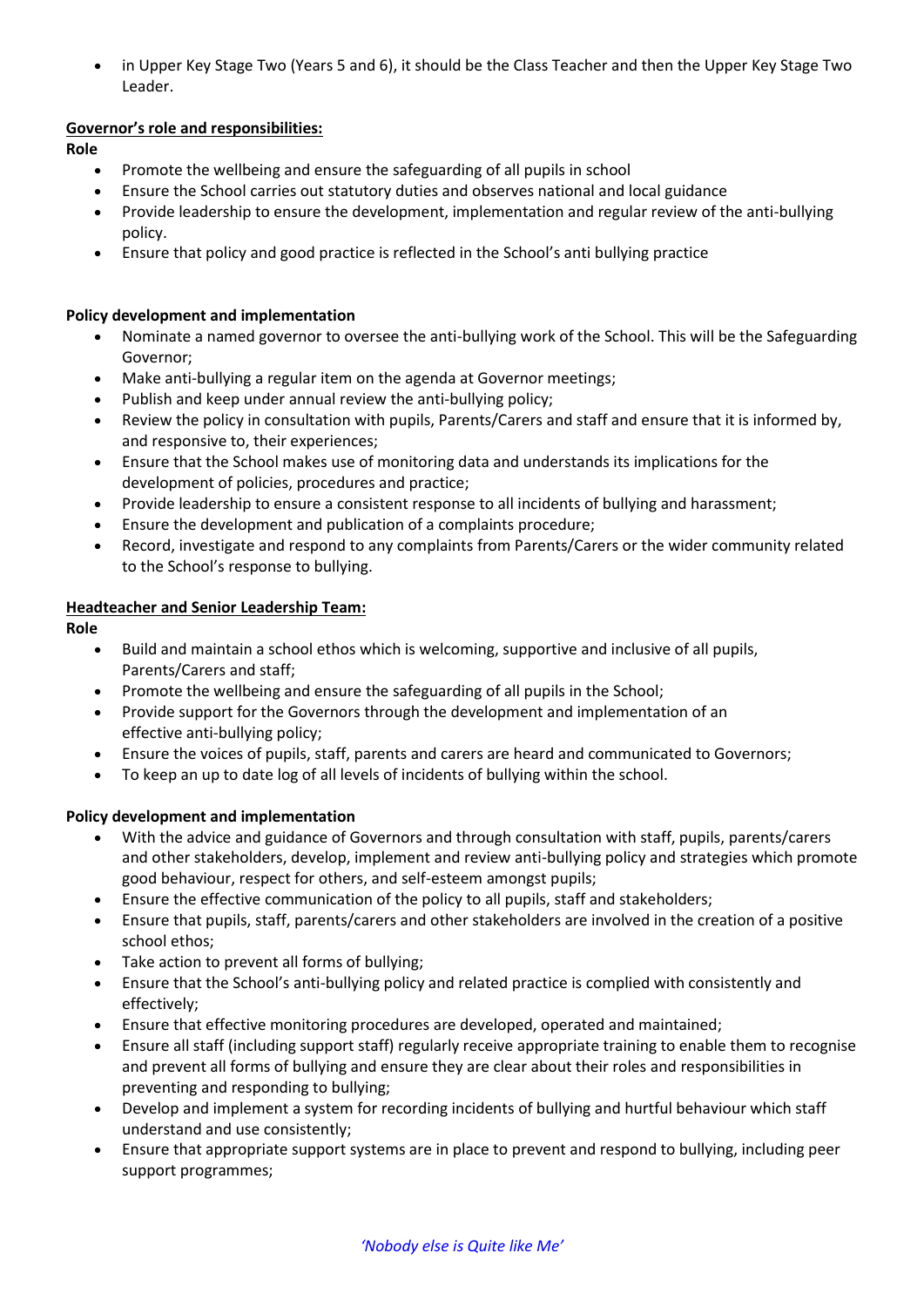- in Upper Key Stage Two (Years 5 and 6), it should be the Class Teacher and then the Upper Key Stage Two Leader.

**Governor's role and responsibilities:**

**Role**

- Promote the wellbeing and ensure the safeguarding of all pupils in school
- Ensure the School carries out statutory duties and observes national and local guidance
- Provide leadership to ensure the development, implementation and regular review of the anti-bullying policy.
- Ensure that policy and good practice is reflected in the School's anti bullying practice

**Policy development and implementation**

- Nominate a named governor to oversee the anti-bullying work of the School. This will be the Safeguarding Governor;
- Make anti-bullying a regular item on the agenda at Governor meetings;
- Publish and keep under annual review the anti-bullying policy;
- Review the policy in consultation with pupils, Parents/Carers and staff and ensure that it is informed by, and responsive to, their experiences;
- Ensure that the School makes use of monitoring data and understands its implications for the development of policies, procedures and practice;
- Provide leadership to ensure a consistent response to all incidents of bullying and harassment;
- Ensure the development and publication of a complaints procedure;
- Record, investigate and respond to any complaints from Parents/Carers or the wider community related to the School's response to bullying.

**Headteacher and Senior Leadership Team:**

**Role**

- Build and maintain a school ethos which is welcoming, supportive and inclusive of all pupils, Parents/Carers and staff;
- Promote the wellbeing and ensure the safeguarding of all pupils in the School;
- Provide support for the Governors through the development and implementation of an effective anti-bullying policy;
- Ensure the voices of pupils, staff, parents and carers are heard and communicated to Governors;
- To keep an up to date log of all levels of incidents of bullying within the school.

**Policy development and implementation**

- With the advice and guidance of Governors and through consultation with staff, pupils, parents/carers and other stakeholders, develop, implement and review anti-bullying policy and strategies which promote good behaviour, respect for others, and self-esteem amongst pupils;
- Ensure the effective communication of the policy to all pupils, staff and stakeholders;
- Ensure that pupils, staff, parents/carers and other stakeholders are involved in the creation of a positive school ethos;
- Take action to prevent all forms of bullying;
- Ensure that the School's anti-bullying policy and related practice is complied with consistently and effectively;
- Ensure that effective monitoring procedures are developed, operated and maintained;
- Ensure all staff (including support staff) regularly receive appropriate training to enable them to recognise and prevent all forms of bullying and ensure they are clear about their roles and responsibilities in preventing and responding to bullying;
- Develop and implement a system for recording incidents of bullying and hurtful behaviour which staff understand and use consistently;
- Ensure that appropriate support systems are in place to prevent and respond to bullying, including peer support programmes;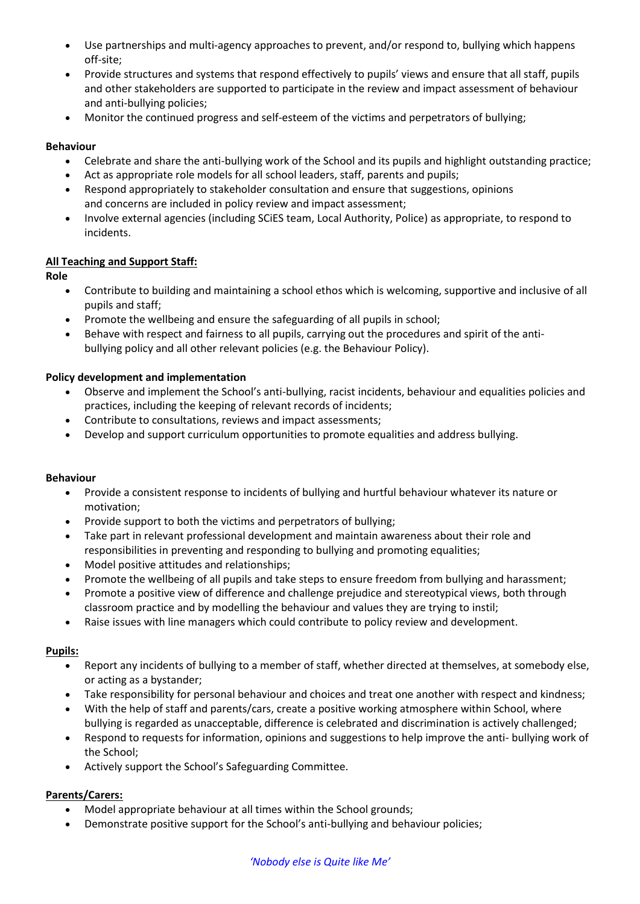- Use partnerships and multi-agency approaches to prevent, and/or respond to, bullying which happens off-site;
- Provide structures and systems that respond effectively to pupils' views and ensure that all staff, pupils and other stakeholders are supported to participate in the review and impact assessment of behaviour and anti-bullying policies;
- Monitor the continued progress and self-esteem of the victims and perpetrators of bullying;

**Behaviour**

- Celebrate and share the anti-bullying work of the School and its pupils and highlight outstanding practice;
- Act as appropriate role models for all school leaders, staff, parents and pupils;
- Respond appropriately to stakeholder consultation and ensure that suggestions, opinions and concerns are included in policy review and impact assessment;
- Involve external agencies (including SCiES team, Local Authority, Police) as appropriate, to respond to incidents.

**<u>All Teaching and Support Staff:</u>**

**Role**

- Contribute to building and maintaining a school ethos which is welcoming, supportive and inclusive of all pupils and staff;
- Promote the wellbeing and ensure the safeguarding of all pupils in school;
- Behave with respect and fairness to all pupils, carrying out the procedures and spirit of the anti-bullying policy and all other relevant policies (e.g. the Behaviour Policy).

**Policy development and implementation**

- Observe and implement the School's anti-bullying, racist incidents, behaviour and equalities policies and practices, including the keeping of relevant records of incidents;
- Contribute to consultations, reviews and impact assessments;
- Develop and support curriculum opportunities to promote equalities and address bullying.

**Behaviour**

- Provide a consistent response to incidents of bullying and hurtful behaviour whatever its nature or motivation;
- Provide support to both the victims and perpetrators of bullying;
- Take part in relevant professional development and maintain awareness about their role and responsibilities in preventing and responding to bullying and promoting equalities;
- Model positive attitudes and relationships;
- Promote the wellbeing of all pupils and take steps to ensure freedom from bullying and harassment;
- Promote a positive view of difference and challenge prejudice and stereotypical views, both through classroom practice and by modelling the behaviour and values they are trying to instil;
- Raise issues with line managers which could contribute to policy review and development.

**<u>Pupils:</u>**

- Report any incidents of bullying to a member of staff, whether directed at themselves, at somebody else, or acting as a bystander;
- Take responsibility for personal behaviour and choices and treat one another with respect and kindness;
- With the help of staff and parents/cars, create a positive working atmosphere within School, where bullying is regarded as unacceptable, difference is celebrated and discrimination is actively challenged;
- Respond to requests for information, opinions and suggestions to help improve the anti- bullying work of the School;
- Actively support the School's Safeguarding Committee.

**<u>Parents/Carers:</u>**

- Model appropriate behaviour at all times within the School grounds;
- Demonstrate positive support for the School's anti-bullying and behaviour policies;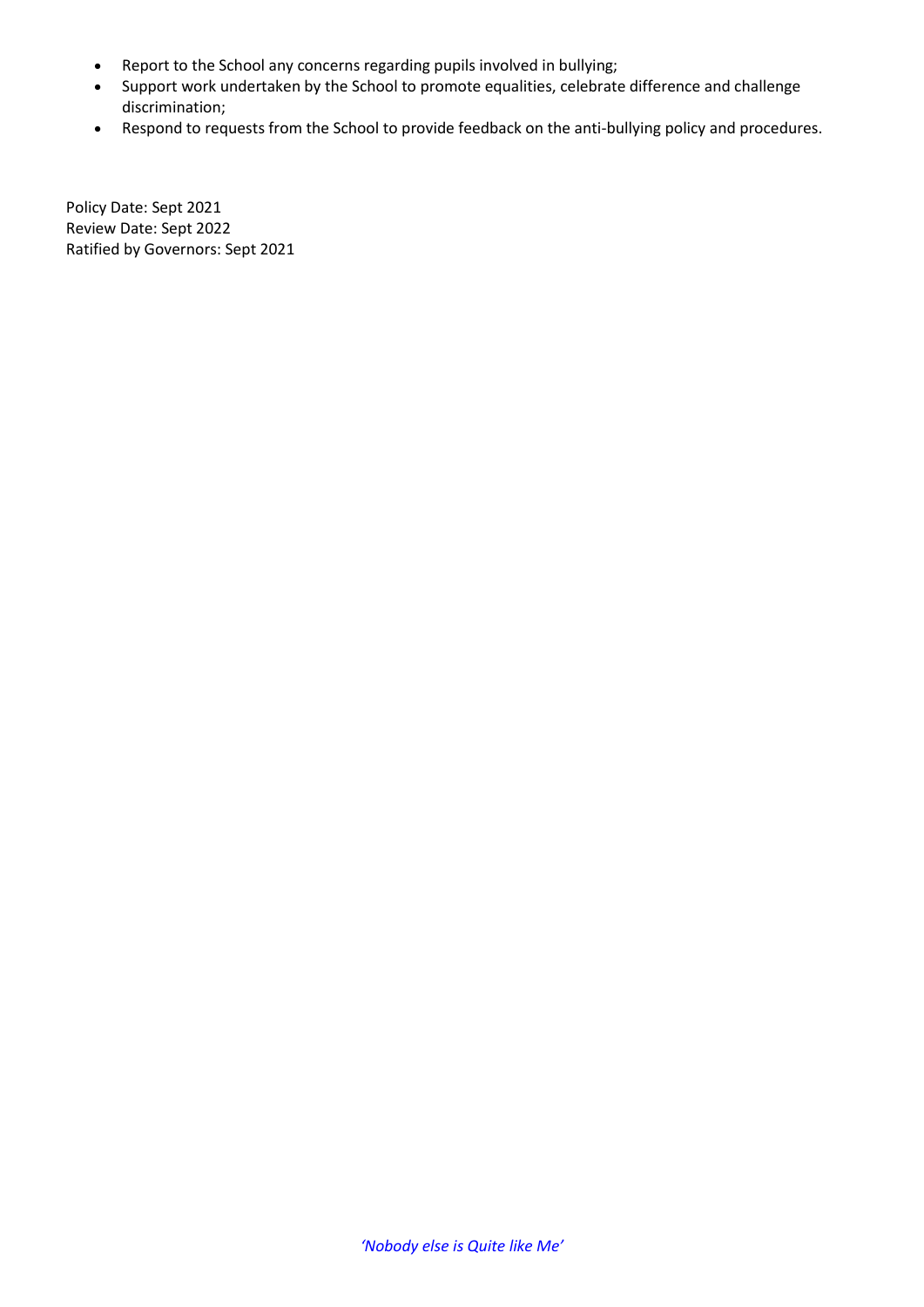- Report to the School any concerns regarding pupils involved in bullying;
- Support work undertaken by the School to promote equalities, celebrate difference and challenge discrimination;
- Respond to requests from the School to provide feedback on the anti-bullying policy and procedures.

Policy Date: Sept 2021
Review Date: Sept 2022
Ratified by Governors: Sept 2021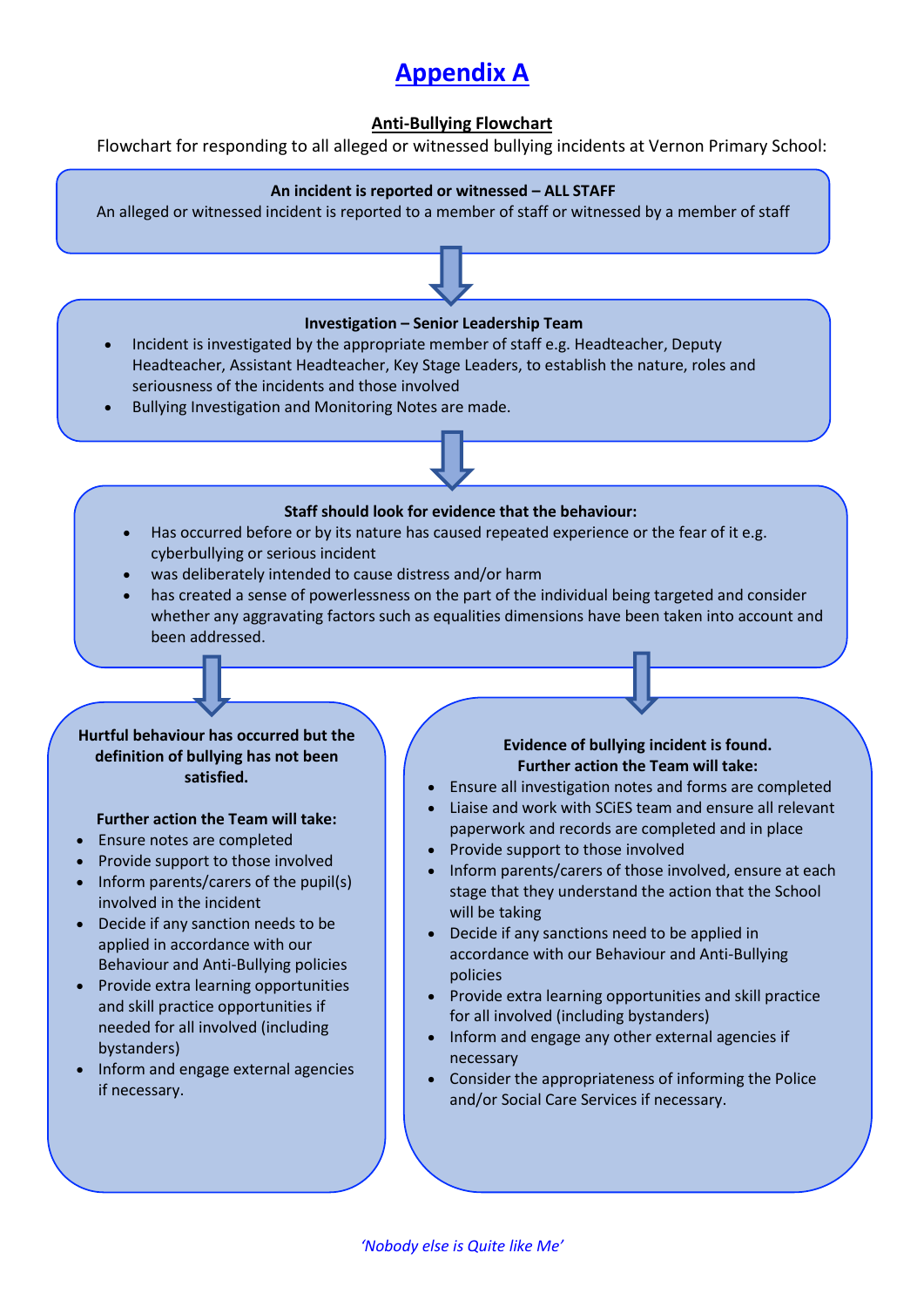// Appendix A

## Anti-Bullying Flowchart

Flowchart for responding to all alleged or witnessed bullying incidents at Vernon Primary School:

**An incident is reported or witnessed – ALL STAFF**

An alleged or witnessed incident is reported to a member of staff or witnessed by a member of staff

**Investigation – Senior Leadership Team**

- Incident is investigated by the appropriate member of staff e.g. Headteacher, Deputy Headteacher, Assistant Headteacher, Key Stage Leaders, to establish the nature, roles and seriousness of the incidents and those involved
- Bullying Investigation and Monitoring Notes are made.

**Staff should look for evidence that the behaviour:**

- Has occurred before or by its nature has caused repeated experience or the fear of it e.g. cyberbullying or serious incident
- was deliberately intended to cause distress and/or harm
- has created a sense of powerlessness on the part of the individual being targeted and consider whether any aggravating factors such as equalities dimensions have been taken into account and been addressed.

**Hurtful behaviour has occurred but the definition of bullying has not been satisfied.**

**Further action the Team will take:**

- Ensure notes are completed
- Provide support to those involved
- Inform parents/carers of the pupil(s) involved in the incident
- Decide if any sanction needs to be applied in accordance with our Behaviour and Anti-Bullying policies
- Provide extra learning opportunities and skill practice opportunities if needed for all involved (including bystanders)
- Inform and engage external agencies if necessary.

**Evidence of bullying incident is found.**
**Further action the Team will take:**

- Ensure all investigation notes and forms are completed
- Liaise and work with SCiES team and ensure all relevant paperwork and records are completed and in place
- Provide support to those involved
- Inform parents/carers of those involved, ensure at each stage that they understand the action that the School will be taking
- Decide if any sanctions need to be applied in accordance with our Behaviour and Anti-Bullying policies
- Provide extra learning opportunities and skill practice for all involved (including bystanders)
- Inform and engage any other external agencies if necessary
- Consider the appropriateness of informing the Police and/or Social Care Services if necessary.